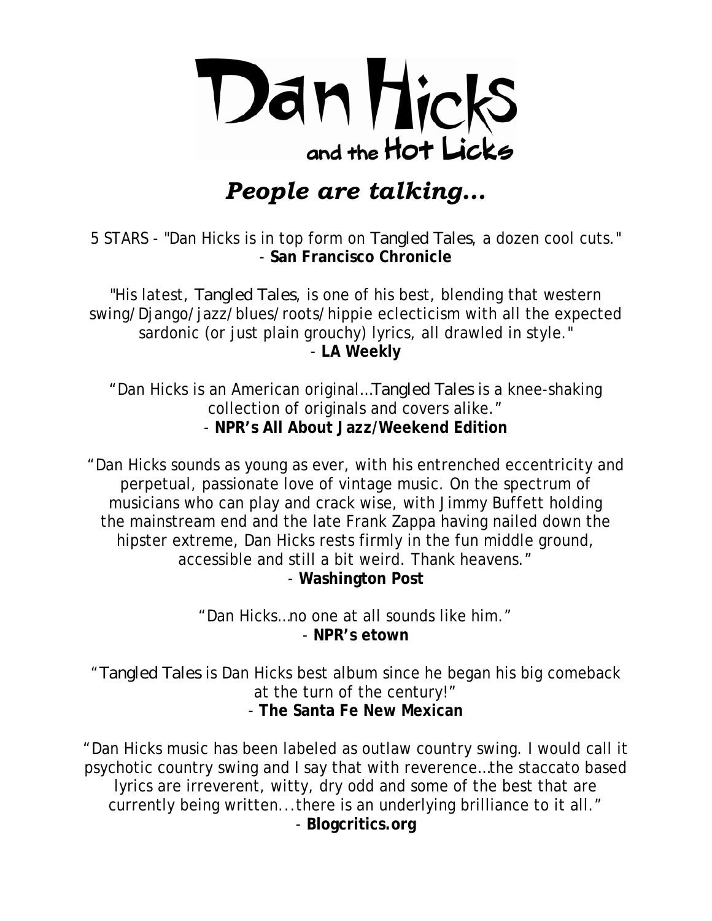# Dan Hicks and the Hot Licks

## *People are talking…*

5 STARS - "Dan Hicks is in top form on *Tangled Tales*, a dozen cool cuts."
- **San Francisco Chronicle**

"His latest, *Tangled Tales*, is one of his best, blending that western swing/Django/jazz/blues/roots/hippie eclecticism with all the expected sardonic (or just plain grouchy) lyrics, all drawled in style."
- **LA Weekly**

"Dan Hicks is an American original…*Tangled Tales* is a knee-shaking collection of originals and covers alike."
- **NPR's All About Jazz/Weekend Edition**

"Dan Hicks sounds as young as ever, with his entrenched eccentricity and perpetual, passionate love of vintage music. On the spectrum of musicians who can play and crack wise, with Jimmy Buffett holding the mainstream end and the late Frank Zappa having nailed down the hipster extreme, Dan Hicks rests firmly in the fun middle ground, accessible and still a bit weird. Thank heavens."
- **Washington Post**

"Dan Hicks…no one at all sounds like him."
- **NPR's etown**

"*Tangled Tales* is Dan Hicks best album since he began his big comeback at the turn of the century!"
- **The Santa Fe New Mexican**

"Dan Hicks music has been labeled as outlaw country swing. I would call it psychotic country swing and I say that with reverence…the staccato based lyrics are irreverent, witty, dry odd and some of the best that are currently being written...there is an underlying brilliance to it all."
- **Blogcritics.org**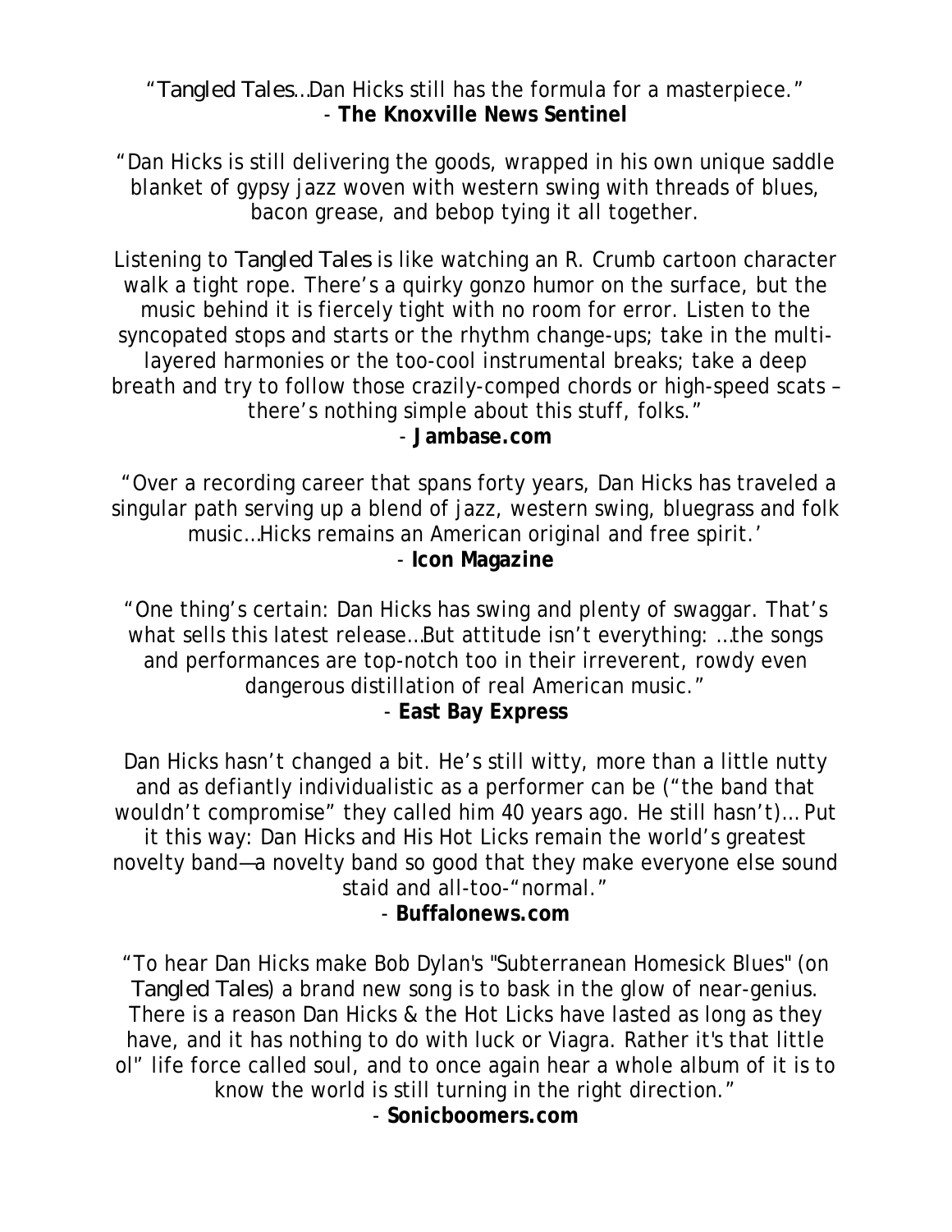"*Tangled Tales*…Dan Hicks still has the formula for a masterpiece."
- **The Knoxville News Sentinel**

"Dan Hicks is still delivering the goods, wrapped in his own unique saddle blanket of gypsy jazz woven with western swing with threads of blues, bacon grease, and bebop tying it all together.

Listening to *Tangled Tales* is like watching an R. Crumb cartoon character walk a tight rope. There's a quirky gonzo humor on the surface, but the music behind it is fiercely tight with no room for error. Listen to the syncopated stops and starts or the rhythm change-ups; take in the multi-layered harmonies or the too-cool instrumental breaks; take a deep breath and try to follow those crazily-comped chords or high-speed scats – there's nothing simple about this stuff, folks."
- **Jambase.com**

"Over a recording career that spans forty years, Dan Hicks has traveled a singular path serving up a blend of jazz, western swing, bluegrass and folk music…Hicks remains an American original and free spirit.'
- **Icon Magazine**

"One thing's certain: Dan Hicks has swing and plenty of swaggar. That's what sells this latest release…But attitude isn't everything: …the songs and performances are top-notch too in their irreverent, rowdy even dangerous distillation of real American music."
- **East Bay Express**

Dan Hicks hasn't changed a bit. He's still witty, more than a little nutty and as defiantly individualistic as a performer can be ("the band that wouldn't compromise" they called him 40 years ago. He still hasn't)… Put it this way: Dan Hicks and His Hot Licks remain the world's greatest novelty band—a novelty band so good that they make everyone else sound staid and all-too-"normal."
- **Buffalonews.com**

"To hear Dan Hicks make Bob Dylan's "Subterranean Homesick Blues" (on *Tangled Tales*) a brand new song is to bask in the glow of near-genius. There is a reason Dan Hicks & the Hot Licks have lasted as long as they have, and it has nothing to do with luck or Viagra. Rather it's that little ol" life force called soul, and to once again hear a whole album of it is to know the world is still turning in the right direction."
- **Sonicboomers.com**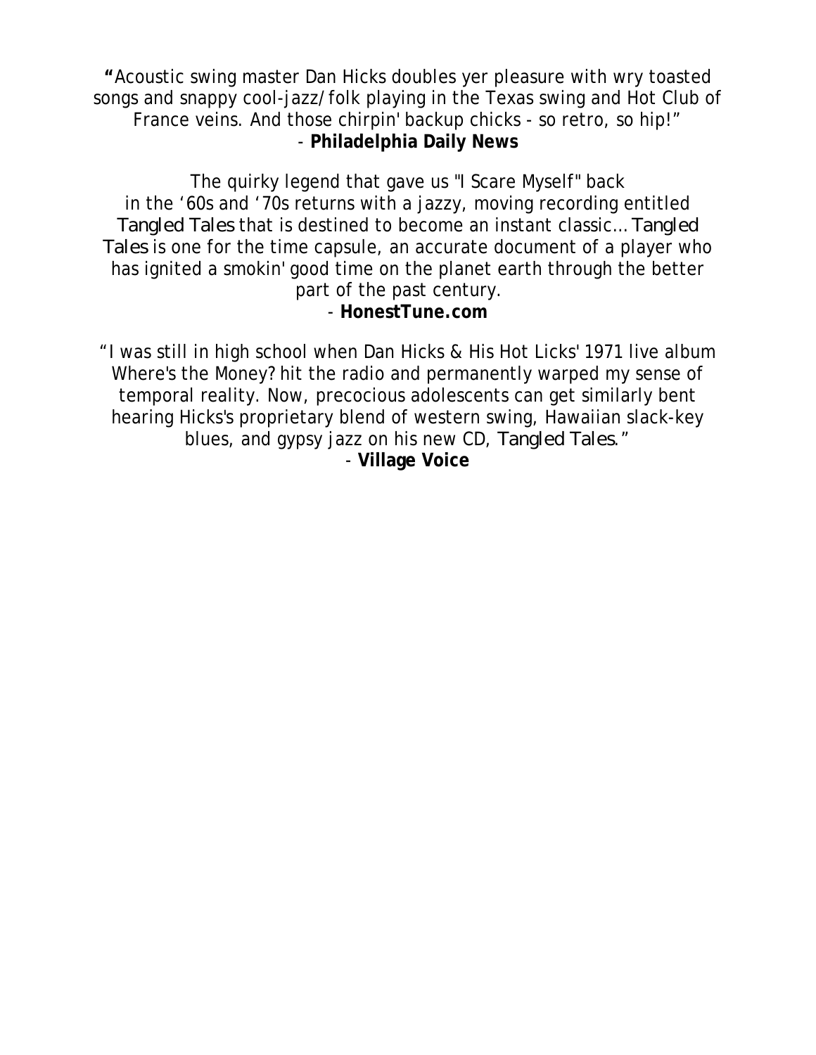**"**Acoustic swing master Dan Hicks doubles yer pleasure with wry toasted songs and snappy cool-jazz/folk playing in the Texas swing and Hot Club of France veins. And those chirpin' backup chicks - so retro, so hip!"
- **Philadelphia Daily News**

The quirky legend that gave us "I Scare Myself" back in the '60s and '70s returns with a jazzy, moving recording entitled *Tangled Tales* that is destined to become an instant classic... *Tangled Tales* is one for the time capsule, an accurate document of a player who has ignited a smokin' good time on the planet earth through the better part of the past century.
- **HonestTune.com**

"I was still in high school when Dan Hicks & His Hot Licks' 1971 live album Where's the Money? hit the radio and permanently warped my sense of temporal reality. Now, precocious adolescents can get similarly bent hearing Hicks's proprietary blend of western swing, Hawaiian slack-key blues, and gypsy jazz on his new CD, *Tangled Tales*."
- **Village Voice**